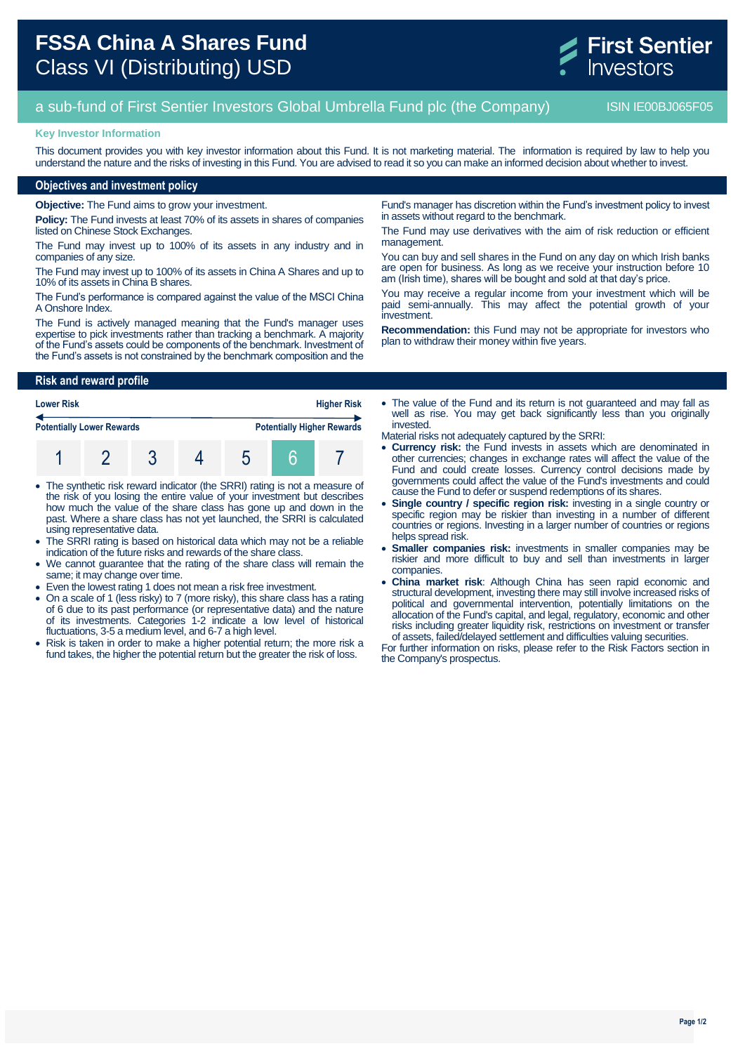# FSSA China A Shares Fund
Class VI (Distributing) USD

First Sentier Investors

a sub-fund of First Sentier Investors Global Umbrella Fund plc (the Company)

ISIN IE00BJ065F05

**Key Investor Information**

This document provides you with key investor information about this Fund. It is not marketing material. The information is required by law to help you understand the nature and the risks of investing in this Fund. You are advised to read it so you can make an informed decision about whether to invest.

## Objectives and investment policy

**Objective:** The Fund aims to grow your investment.

**Policy:** The Fund invests at least 70% of its assets in shares of companies listed on Chinese Stock Exchanges.

The Fund may invest up to 100% of its assets in any industry and in companies of any size.

The Fund may invest up to 100% of its assets in China A Shares and up to 10% of its assets in China B shares.

The Fund's performance is compared against the value of the MSCI China A Onshore Index.

The Fund is actively managed meaning that the Fund's manager uses expertise to pick investments rather than tracking a benchmark. A majority of the Fund's assets could be components of the benchmark. Investment of the Fund's assets is not constrained by the benchmark composition and the Fund's manager has discretion within the Fund's investment policy to invest in assets without regard to the benchmark.

The Fund may use derivatives with the aim of risk reduction or efficient management.

You can buy and sell shares in the Fund on any day on which Irish banks are open for business. As long as we receive your instruction before 10 am (Irish time), shares will be bought and sold at that day's price.

You may receive a regular income from your investment which will be paid semi-annually. This may affect the potential growth of your investment.

**Recommendation:** this Fund may not be appropriate for investors who plan to withdraw their money within five years.

## Risk and reward profile

| Lower Risk | | | | | | Higher Risk |
|---|---|---|---|---|---|---|
| Potentially Lower Rewards | | | | | | Potentially Higher Rewards |
| 1 | 2 | 3 | 4 | 5 | **6** | 7 |

- The synthetic risk reward indicator (the SRRI) rating is not a measure of the risk of you losing the entire value of your investment but describes how much the value of the share class has gone up and down in the past. Where a share class has not yet launched, the SRRI is calculated using representative data.
- The SRRI rating is based on historical data which may not be a reliable indication of the future risks and rewards of the share class.
- We cannot guarantee that the rating of the share class will remain the same; it may change over time.
- Even the lowest rating 1 does not mean a risk free investment.
- On a scale of 1 (less risky) to 7 (more risky), this share class has a rating of 6 due to its past performance (or representative data) and the nature of its investments. Categories 1-2 indicate a low level of historical fluctuations, 3-5 a medium level, and 6-7 a high level.
- Risk is taken in order to make a higher potential return; the more risk a fund takes, the higher the potential return but the greater the risk of loss.
- The value of the Fund and its return is not guaranteed and may fall as well as rise. You may get back significantly less than you originally invested.

Material risks not adequately captured by the SRRI:

- **Currency risk:** the Fund invests in assets which are denominated in other currencies; changes in exchange rates will affect the value of the Fund and could create losses. Currency control decisions made by governments could affect the value of the Fund's investments and could cause the Fund to defer or suspend redemptions of its shares.
- **Single country / specific region risk:** investing in a single country or specific region may be riskier than investing in a number of different countries or regions. Investing in a larger number of countries or regions helps spread risk.
- **Smaller companies risk:** investments in smaller companies may be riskier and more difficult to buy and sell than investments in larger companies.
- **China market risk**: Although China has seen rapid economic and structural development, investing there may still involve increased risks of political and governmental intervention, potentially limitations on the allocation of the Fund's capital, and legal, regulatory, economic and other risks including greater liquidity risk, restrictions on investment or transfer of assets, failed/delayed settlement and difficulties valuing securities.

For further information on risks, please refer to the Risk Factors section in the Company's prospectus.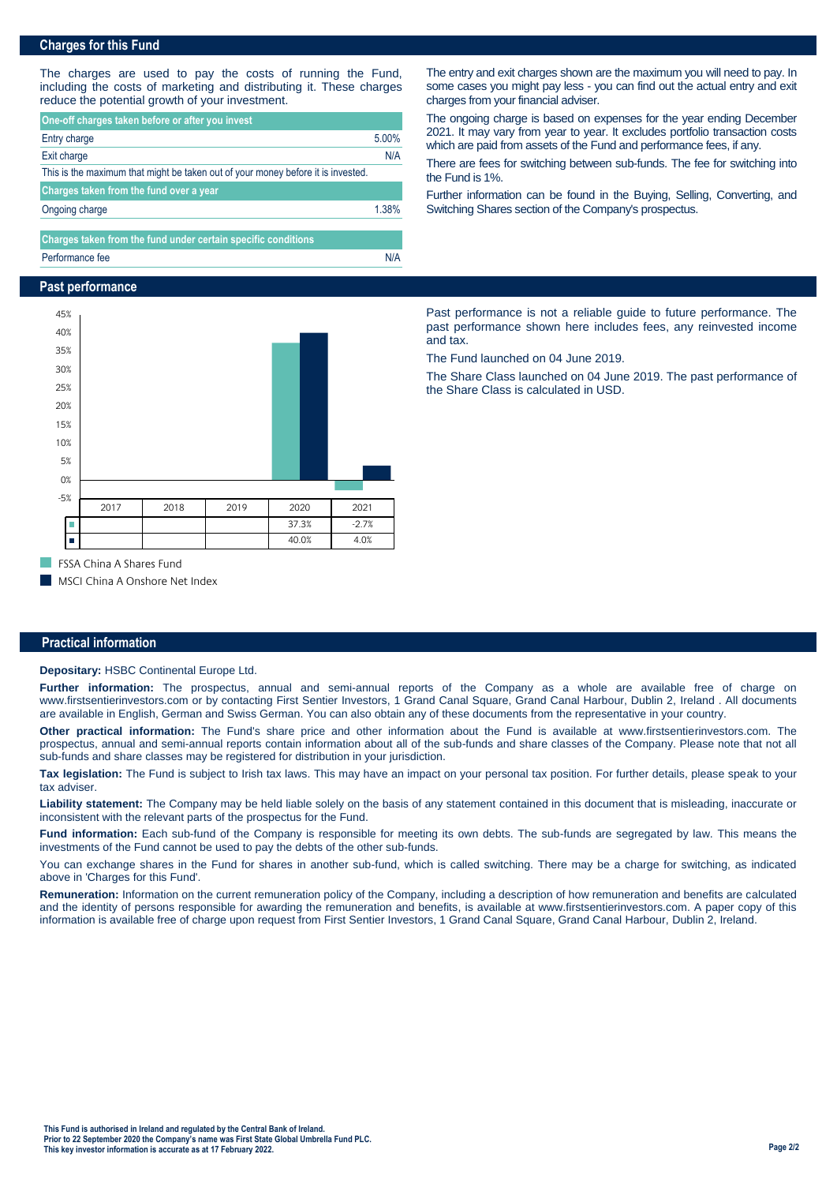## Charges for this Fund

The charges are used to pay the costs of running the Fund, including the costs of marketing and distributing it. These charges reduce the potential growth of your investment.

| One-off charges taken before or after you invest | |
|---|---|
| Entry charge | 5.00% |
| Exit charge | N/A |
| This is the maximum that might be taken out of your money before it is invested. | |
| **Charges taken from the fund over a year** | |
| Ongoing charge | 1.38% |
| **Charges taken from the fund under certain specific conditions** | |
| Performance fee | N/A |

The entry and exit charges shown are the maximum you will need to pay. In some cases you might pay less - you can find out the actual entry and exit charges from your financial adviser.

The ongoing charge is based on expenses for the year ending December 2021. It may vary from year to year. It excludes portfolio transaction costs which are paid from assets of the Fund and performance fees, if any.

There are fees for switching between sub-funds. The fee for switching into the Fund is 1%.

Further information can be found in the Buying, Selling, Converting, and Switching Shares section of the Company's prospectus.

## Past performance

45%
40%
35%
30%
25%
20%
15%
10%
5%
0%
-5%

2017 2018 2019 2020 2021

FSSA China A Shares Fund: 2020: 37.3%, 2021: -2.7%

MSCI China A Onshore Net Index: 2020: 40.0%, 2021: 4.0%

Past performance is not a reliable guide to future performance. The past performance shown here includes fees, any reinvested income and tax.

The Fund launched on 04 June 2019.

The Share Class launched on 04 June 2019. The past performance of the Share Class is calculated in USD.

## Practical information

**Depositary:** HSBC Continental Europe Ltd.

**Further information:** The prospectus, annual and semi-annual reports of the Company as a whole are available free of charge on www.firstsentierinvestors.com or by contacting First Sentier Investors, 1 Grand Canal Square, Grand Canal Harbour, Dublin 2, Ireland . All documents are available in English, German and Swiss German. You can also obtain any of these documents from the representative in your country.

**Other practical information:** The Fund's share price and other information about the Fund is available at www.firstsentierinvestors.com. The prospectus, annual and semi-annual reports contain information about all of the sub-funds and share classes of the Company. Please note that not all sub-funds and share classes may be registered for distribution in your jurisdiction.

**Tax legislation:** The Fund is subject to Irish tax laws. This may have an impact on your personal tax position. For further details, please speak to your tax adviser.

**Liability statement:** The Company may be held liable solely on the basis of any statement contained in this document that is misleading, inaccurate or inconsistent with the relevant parts of the prospectus for the Fund.

**Fund information:** Each sub-fund of the Company is responsible for meeting its own debts. The sub-funds are segregated by law. This means the investments of the Fund cannot be used to pay the debts of the other sub-funds.

You can exchange shares in the Fund for shares in another sub-fund, which is called switching. There may be a charge for switching, as indicated above in 'Charges for this Fund'.

**Remuneration:** Information on the current remuneration policy of the Company, including a description of how remuneration and benefits are calculated and the identity of persons responsible for awarding the remuneration and benefits, is available at www.firstsentierinvestors.com. A paper copy of this information is available free of charge upon request from First Sentier Investors, 1 Grand Canal Square, Grand Canal Harbour, Dublin 2, Ireland.

**This Fund is authorised in Ireland and regulated by the Central Bank of Ireland.**
**Prior to 22 September 2020 the Company's name was First State Global Umbrella Fund PLC.**
**This key investor information is accurate as at 17 February 2022.**